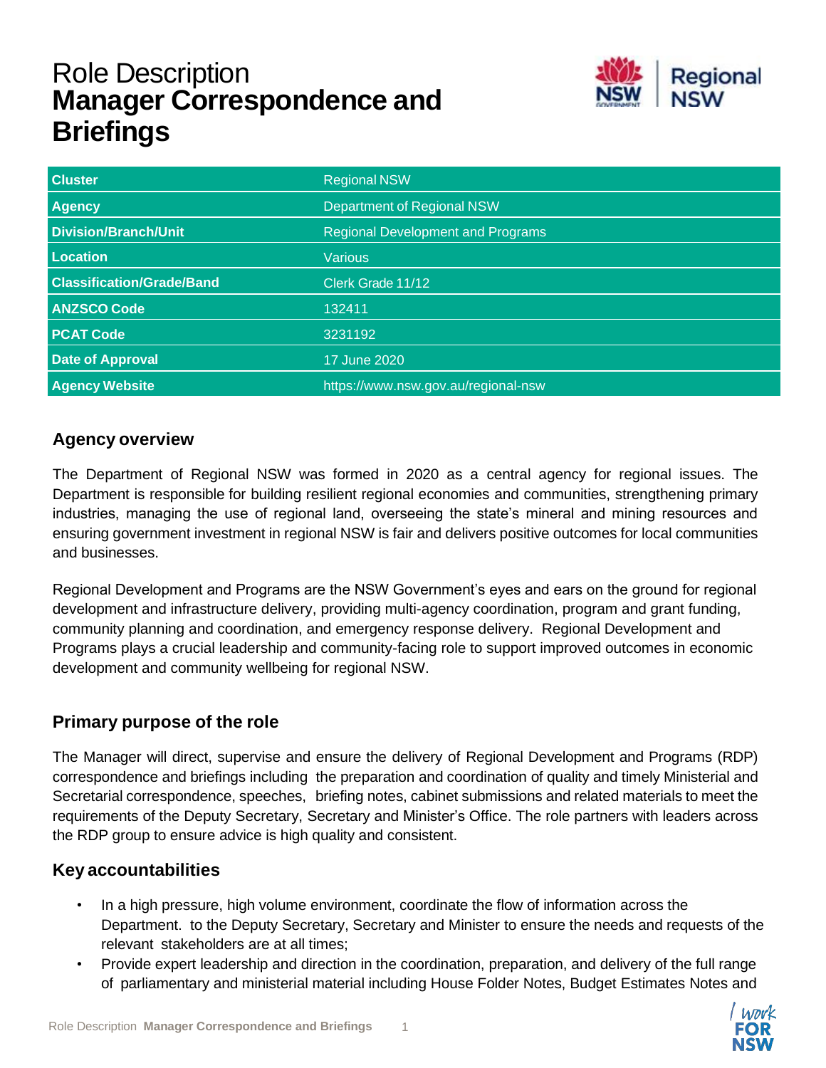# Role Description
# **Manager Correspondence and Briefings**

| Cluster | Regional NSW |
|---|---|
| Agency | Department of Regional NSW |
| Division/Branch/Unit | Regional Development and Programs |
| Location | Various |
| Classification/Grade/Band | Clerk Grade 11/12 |
| ANZSCO Code | 132411 |
| PCAT Code | 3231192 |
| Date of Approval | 17 June 2020 |
| Agency Website | https://www.nsw.gov.au/regional-nsw |

## Agency overview

The Department of Regional NSW was formed in 2020 as a central agency for regional issues. The Department is responsible for building resilient regional economies and communities, strengthening primary industries, managing the use of regional land, overseeing the state's mineral and mining resources and ensuring government investment in regional NSW is fair and delivers positive outcomes for local communities and businesses.

Regional Development and Programs are the NSW Government's eyes and ears on the ground for regional development and infrastructure delivery, providing multi-agency coordination, program and grant funding, community planning and coordination, and emergency response delivery. Regional Development and Programs plays a crucial leadership and community-facing role to support improved outcomes in economic development and community wellbeing for regional NSW.

## Primary purpose of the role

The Manager will direct, supervise and ensure the delivery of Regional Development and Programs (RDP) correspondence and briefings including the preparation and coordination of quality and timely Ministerial and Secretarial correspondence, speeches, briefing notes, cabinet submissions and related materials to meet the requirements of the Deputy Secretary, Secretary and Minister's Office. The role partners with leaders across the RDP group to ensure advice is high quality and consistent.

## Key accountabilities

- In a high pressure, high volume environment, coordinate the flow of information across the Department. to the Deputy Secretary, Secretary and Minister to ensure the needs and requests of the relevant stakeholders are at all times;
- Provide expert leadership and direction in the coordination, preparation, and delivery of the full range of parliamentary and ministerial material including House Folder Notes, Budget Estimates Notes and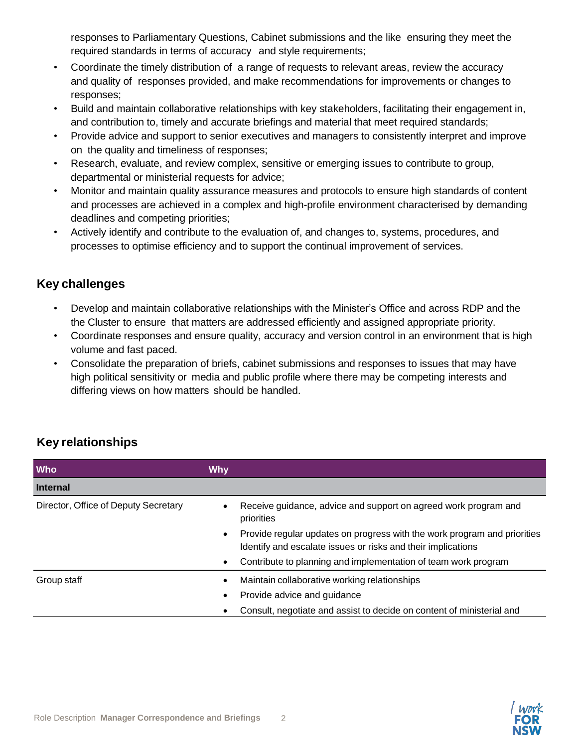responses to Parliamentary Questions, Cabinet submissions and the like ensuring they meet the required standards in terms of accuracy and style requirements;

- Coordinate the timely distribution of a range of requests to relevant areas, review the accuracy and quality of responses provided, and make recommendations for improvements or changes to responses;
- Build and maintain collaborative relationships with key stakeholders, facilitating their engagement in, and contribution to, timely and accurate briefings and material that meet required standards;
- Provide advice and support to senior executives and managers to consistently interpret and improve on the quality and timeliness of responses;
- Research, evaluate, and review complex, sensitive or emerging issues to contribute to group, departmental or ministerial requests for advice;
- Monitor and maintain quality assurance measures and protocols to ensure high standards of content and processes are achieved in a complex and high-profile environment characterised by demanding deadlines and competing priorities;
- Actively identify and contribute to the evaluation of, and changes to, systems, procedures, and processes to optimise efficiency and to support the continual improvement of services.

## Key challenges

- Develop and maintain collaborative relationships with the Minister's Office and across RDP and the the Cluster to ensure that matters are addressed efficiently and assigned appropriate priority.
- Coordinate responses and ensure quality, accuracy and version control in an environment that is high volume and fast paced.
- Consolidate the preparation of briefs, cabinet submissions and responses to issues that may have high political sensitivity or media and public profile where there may be competing interests and differing views on how matters should be handled.

## Key relationships

| Who | Why |
|---|---|
| **Internal** | |
| Director, Office of Deputy Secretary | • Receive guidance, advice and support on agreed work program and priorities<br>• Provide regular updates on progress with the work program and priorities Identify and escalate issues or risks and their implications<br>• Contribute to planning and implementation of team work program |
| Group staff | • Maintain collaborative working relationships<br>• Provide advice and guidance<br>• Consult, negotiate and assist to decide on content of ministerial and |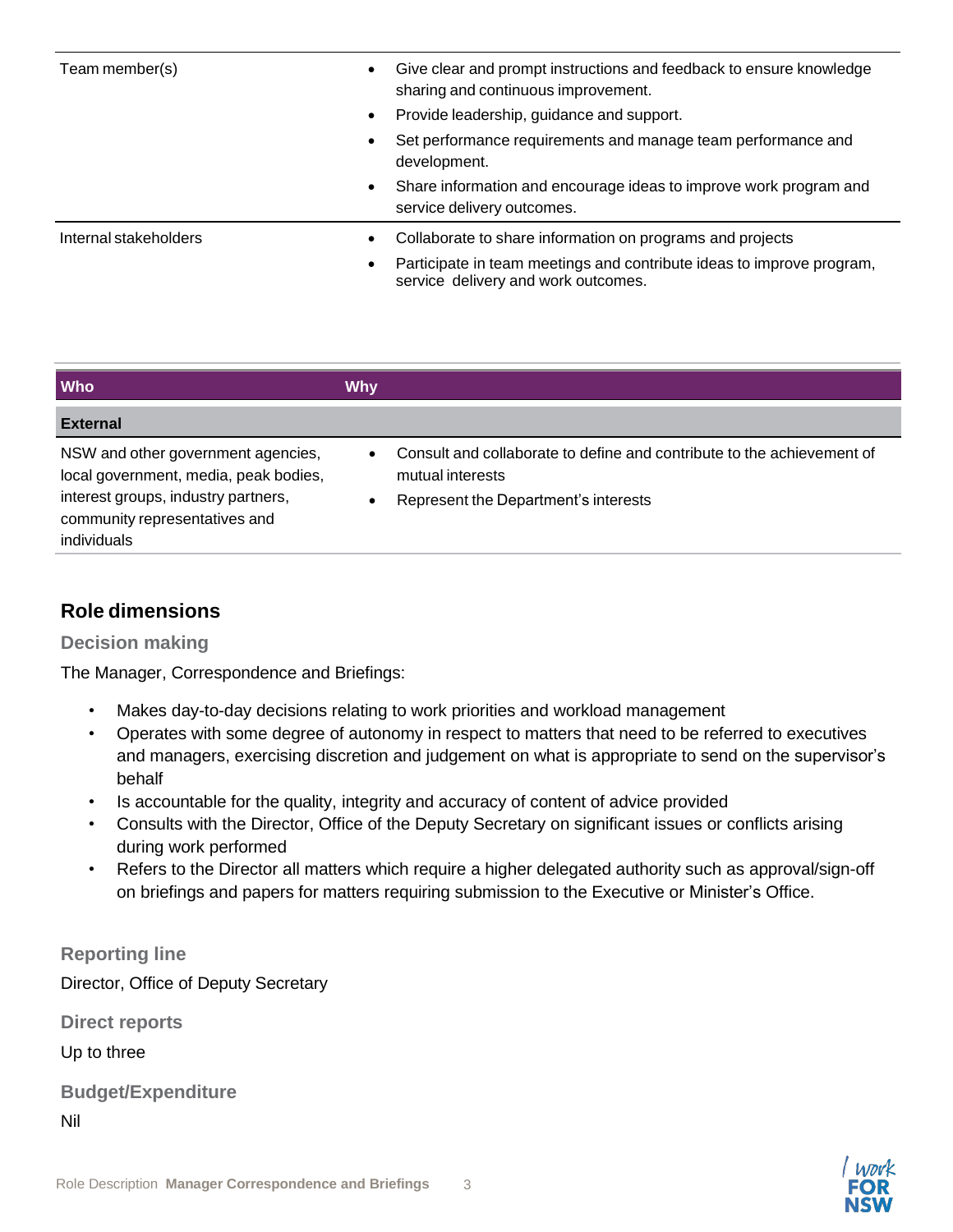| | |
|---|---|
| Team member(s) | • Give clear and prompt instructions and feedback to ensure knowledge sharing and continuous improvement.<br>• Provide leadership, guidance and support.<br>• Set performance requirements and manage team performance and development.<br>• Share information and encourage ideas to improve work program and service delivery outcomes. |
| Internal stakeholders | • Collaborate to share information on programs and projects<br>• Participate in team meetings and contribute ideas to improve program, service delivery and work outcomes. |

| Who | Why |
|---|---|
| **External** | |
| NSW and other government agencies, local government, media, peak bodies, interest groups, industry partners, community representatives and individuals | • Consult and collaborate to define and contribute to the achievement of mutual interests<br>• Represent the Department's interests |

## Role dimensions

### Decision making

The Manager, Correspondence and Briefings:

- Makes day-to-day decisions relating to work priorities and workload management
- Operates with some degree of autonomy in respect to matters that need to be referred to executives and managers, exercising discretion and judgement on what is appropriate to send on the supervisor's behalf
- Is accountable for the quality, integrity and accuracy of content of advice provided
- Consults with the Director, Office of the Deputy Secretary on significant issues or conflicts arising during work performed
- Refers to the Director all matters which require a higher delegated authority such as approval/sign-off on briefings and papers for matters requiring submission to the Executive or Minister's Office.

### Reporting line

Director, Office of Deputy Secretary

### Direct reports

Up to three

### Budget/Expenditure

Nil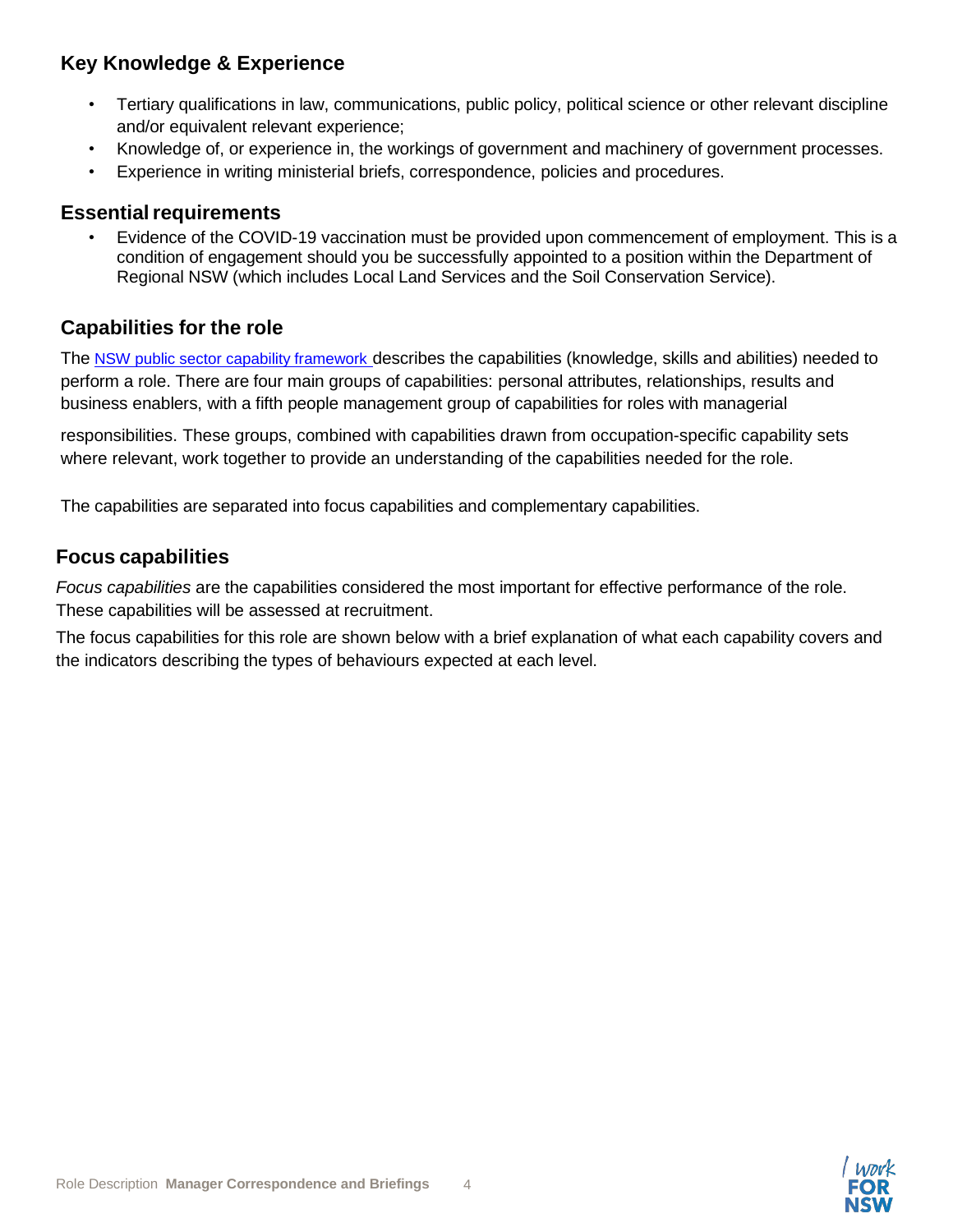## Key Knowledge & Experience

- Tertiary qualifications in law, communications, public policy, political science or other relevant discipline and/or equivalent relevant experience;
- Knowledge of, or experience in, the workings of government and machinery of government processes.
- Experience in writing ministerial briefs, correspondence, policies and procedures.

## Essential requirements

- Evidence of the COVID-19 vaccination must be provided upon commencement of employment. This is a condition of engagement should you be successfully appointed to a position within the Department of Regional NSW (which includes Local Land Services and the Soil Conservation Service).

## Capabilities for the role

The NSW public sector capability framework describes the capabilities (knowledge, skills and abilities) needed to perform a role. There are four main groups of capabilities: personal attributes, relationships, results and business enablers, with a fifth people management group of capabilities for roles with managerial responsibilities. These groups, combined with capabilities drawn from occupation-specific capability sets where relevant, work together to provide an understanding of the capabilities needed for the role.

The capabilities are separated into focus capabilities and complementary capabilities.

## Focus capabilities

*Focus capabilities* are the capabilities considered the most important for effective performance of the role. These capabilities will be assessed at recruitment.

The focus capabilities for this role are shown below with a brief explanation of what each capability covers and the indicators describing the types of behaviours expected at each level.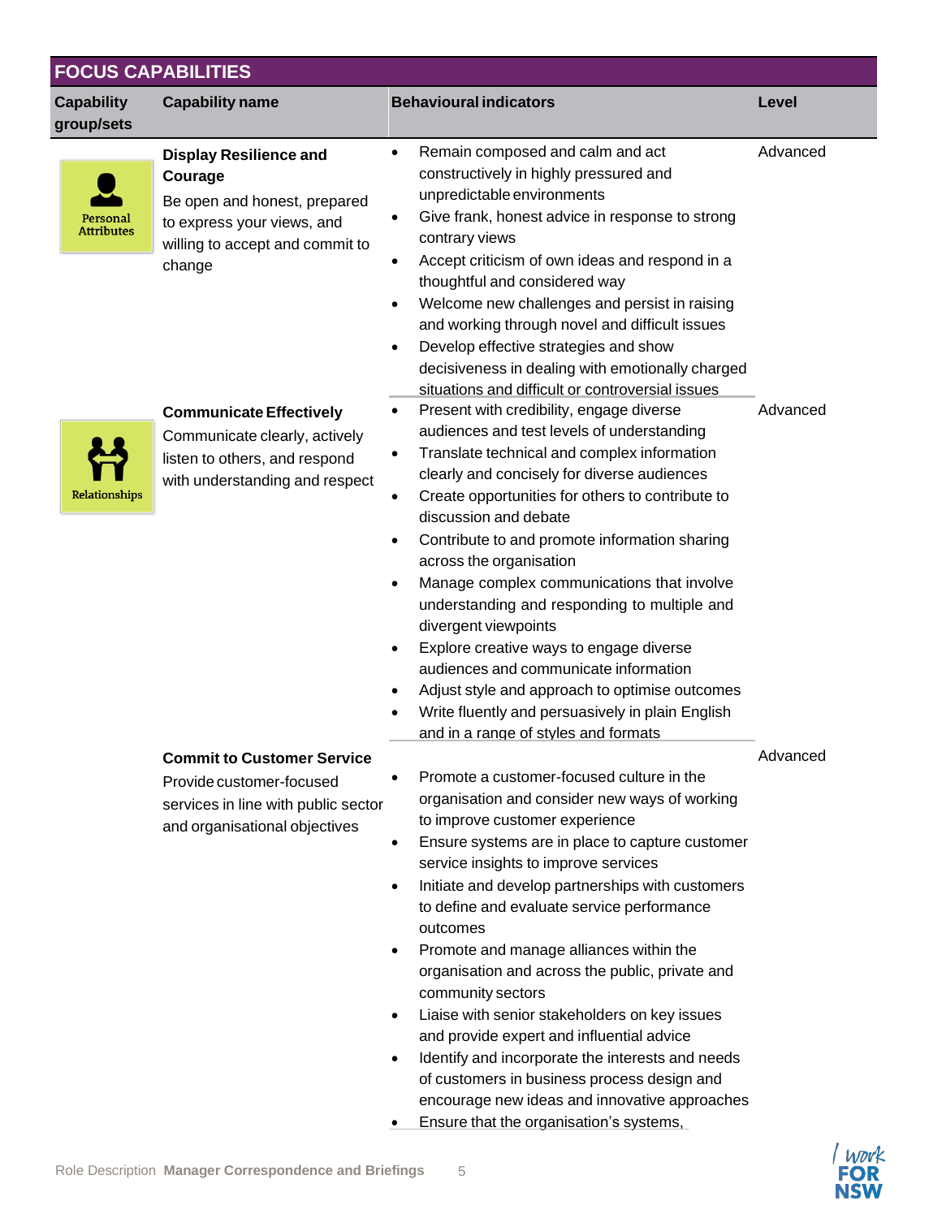## FOCUS CAPABILITIES

| Capability group/sets | Capability name | Behavioural indicators | Level |
|---|---|---|---|
| Personal Attributes | **Display Resilience and Courage**<br>Be open and honest, prepared to express your views, and willing to accept and commit to change | • Remain composed and calm and act constructively in highly pressured and unpredictable environments<br>• Give frank, honest advice in response to strong contrary views<br>• Accept criticism of own ideas and respond in a thoughtful and considered way<br>• Welcome new challenges and persist in raising and working through novel and difficult issues<br>• Develop effective strategies and show decisiveness in dealing with emotionally charged situations and difficult or controversial issues | Advanced |
| Relationships | **Communicate Effectively**<br>Communicate clearly, actively listen to others, and respond with understanding and respect | • Present with credibility, engage diverse audiences and test levels of understanding<br>• Translate technical and complex information clearly and concisely for diverse audiences<br>• Create opportunities for others to contribute to discussion and debate<br>• Contribute to and promote information sharing across the organisation<br>• Manage complex communications that involve understanding and responding to multiple and divergent viewpoints<br>• Explore creative ways to engage diverse audiences and communicate information<br>• Adjust style and approach to optimise outcomes<br>• Write fluently and persuasively in plain English and in a range of styles and formats | Advanced |
| | **Commit to Customer Service**<br>Provide customer-focused services in line with public sector and organisational objectives | • Promote a customer-focused culture in the organisation and consider new ways of working to improve customer experience<br>• Ensure systems are in place to capture customer service insights to improve services<br>• Initiate and develop partnerships with customers to define and evaluate service performance outcomes<br>• Promote and manage alliances within the organisation and across the public, private and community sectors<br>• Liaise with senior stakeholders on key issues and provide expert and influential advice<br>• Identify and incorporate the interests and needs of customers in business process design and encourage new ideas and innovative approaches<br>• Ensure that the organisation's systems, | Advanced |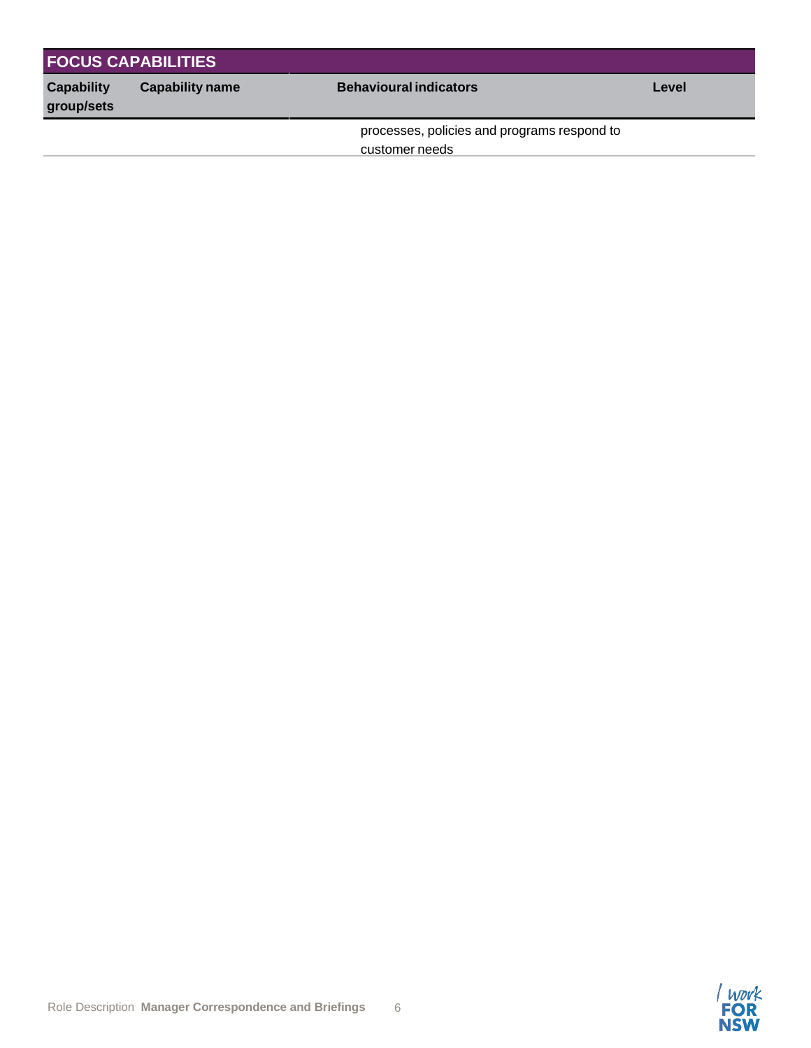## FOCUS CAPABILITIES

| Capability group/sets | Capability name | Behavioural indicators | Level |
|---|---|---|---|
| | | processes, policies and programs respond to customer needs | |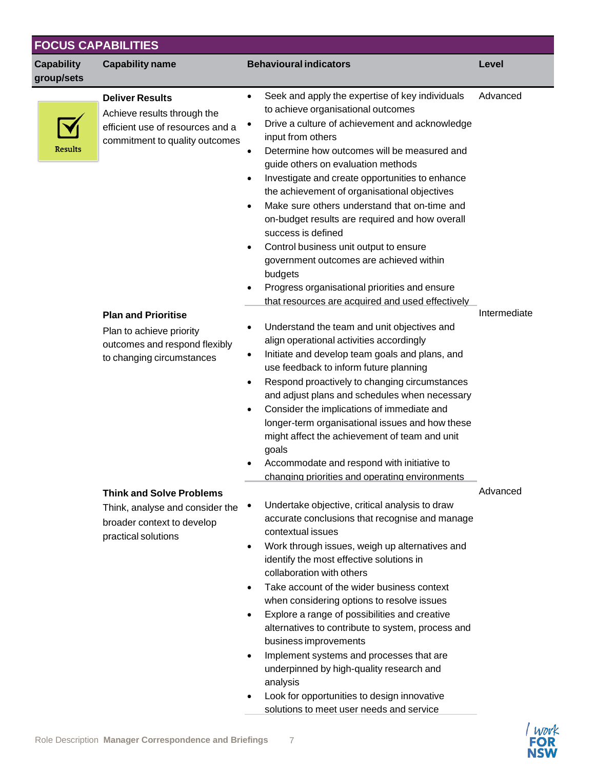## FOCUS CAPABILITIES

| Capability group/sets | Capability name | Behavioural indicators | Level |
|---|---|---|---|
| Results | **Deliver Results**<br>Achieve results through the efficient use of resources and a commitment to quality outcomes | • Seek and apply the expertise of key individuals to achieve organisational outcomes<br>• Drive a culture of achievement and acknowledge input from others<br>• Determine how outcomes will be measured and guide others on evaluation methods<br>• Investigate and create opportunities to enhance the achievement of organisational objectives<br>• Make sure others understand that on-time and on-budget results are required and how overall success is defined<br>• Control business unit output to ensure government outcomes are achieved within budgets<br>• Progress organisational priorities and ensure that resources are acquired and used effectively | Advanced |
| | **Plan and Prioritise**<br>Plan to achieve priority outcomes and respond flexibly to changing circumstances | • Understand the team and unit objectives and align operational activities accordingly<br>• Initiate and develop team goals and plans, and use feedback to inform future planning<br>• Respond proactively to changing circumstances and adjust plans and schedules when necessary<br>• Consider the implications of immediate and longer-term organisational issues and how these might affect the achievement of team and unit goals<br>• Accommodate and respond with initiative to changing priorities and operating environments | Intermediate |
| | **Think and Solve Problems**<br>Think, analyse and consider the broader context to develop practical solutions | • Undertake objective, critical analysis to draw accurate conclusions that recognise and manage contextual issues<br>• Work through issues, weigh up alternatives and identify the most effective solutions in collaboration with others<br>• Take account of the wider business context when considering options to resolve issues<br>• Explore a range of possibilities and creative alternatives to contribute to system, process and business improvements<br>• Implement systems and processes that are underpinned by high-quality research and analysis<br>• Look for opportunities to design innovative solutions to meet user needs and service | Advanced |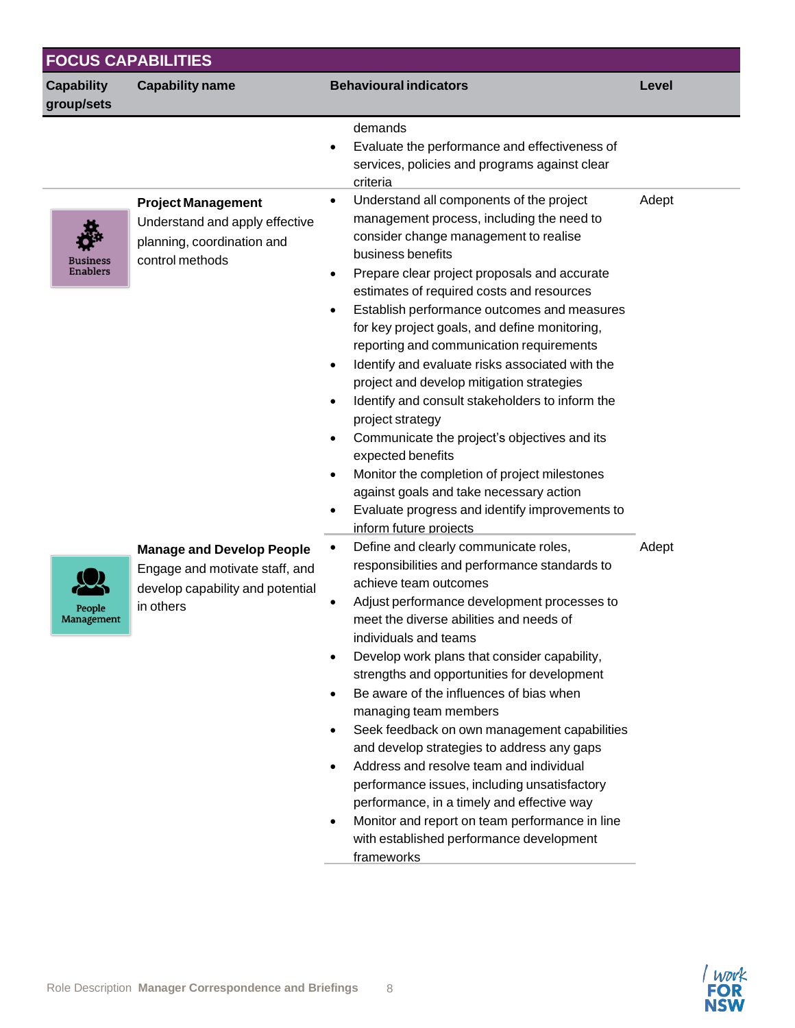## FOCUS CAPABILITIES

| Capability group/sets | Capability name | Behavioural indicators | Level |
|---|---|---|---|
| | | demands<br>• Evaluate the performance and effectiveness of services, policies and programs against clear criteria | |
| Business Enablers | **Project Management**<br>Understand and apply effective planning, coordination and control methods | • Understand all components of the project management process, including the need to consider change management to realise business benefits<br>• Prepare clear project proposals and accurate estimates of required costs and resources<br>• Establish performance outcomes and measures for key project goals, and define monitoring, reporting and communication requirements<br>• Identify and evaluate risks associated with the project and develop mitigation strategies<br>• Identify and consult stakeholders to inform the project strategy<br>• Communicate the project's objectives and its expected benefits<br>• Monitor the completion of project milestones against goals and take necessary action<br>• Evaluate progress and identify improvements to inform future projects | Adept |
| People Management | **Manage and Develop People**<br>Engage and motivate staff, and develop capability and potential in others | • Define and clearly communicate roles, responsibilities and performance standards to achieve team outcomes<br>• Adjust performance development processes to meet the diverse abilities and needs of individuals and teams<br>• Develop work plans that consider capability, strengths and opportunities for development<br>• Be aware of the influences of bias when managing team members<br>• Seek feedback on own management capabilities and develop strategies to address any gaps<br>• Address and resolve team and individual performance issues, including unsatisfactory performance, in a timely and effective way<br>• Monitor and report on team performance in line with established performance development frameworks | Adept |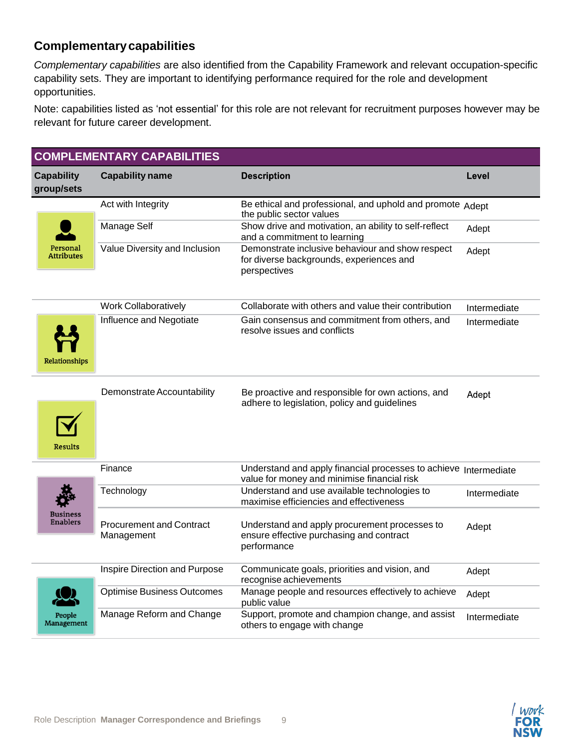## Complementary capabilities

*Complementary capabilities* are also identified from the Capability Framework and relevant occupation-specific capability sets. They are important to identifying performance required for the role and development opportunities.

Note: capabilities listed as 'not essential' for this role are not relevant for recruitment purposes however may be relevant for future career development.

| COMPLEMENTARY CAPABILITIES | | | |
|---|---|---|---|
| **Capability group/sets** | **Capability name** | **Description** | **Level** |
| Personal Attributes | Act with Integrity | Be ethical and professional, and uphold and promote the public sector values | Adept |
| | Manage Self | Show drive and motivation, an ability to self-reflect and a commitment to learning | Adept |
| | Value Diversity and Inclusion | Demonstrate inclusive behaviour and show respect for diverse backgrounds, experiences and perspectives | Adept |
| Relationships | Work Collaboratively | Collaborate with others and value their contribution | Intermediate |
| | Influence and Negotiate | Gain consensus and commitment from others, and resolve issues and conflicts | Intermediate |
| Results | Demonstrate Accountability | Be proactive and responsible for own actions, and adhere to legislation, policy and guidelines | Adept |
| Business Enablers | Finance | Understand and apply financial processes to achieve value for money and minimise financial risk | Intermediate |
| | Technology | Understand and use available technologies to maximise efficiencies and effectiveness | Intermediate |
| | Procurement and Contract Management | Understand and apply procurement processes to ensure effective purchasing and contract performance | Adept |
| People Management | Inspire Direction and Purpose | Communicate goals, priorities and vision, and recognise achievements | Adept |
| | Optimise Business Outcomes | Manage people and resources effectively to achieve public value | Adept |
| | Manage Reform and Change | Support, promote and champion change, and assist others to engage with change | Intermediate |